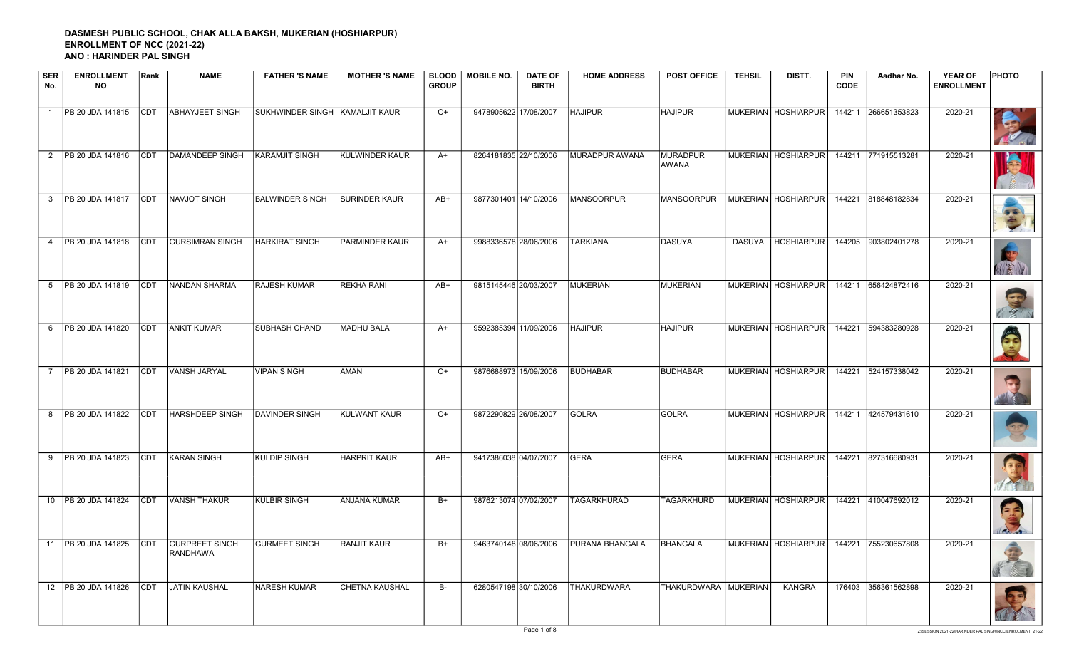**DASMESH PUBLIC SCHOOL, CHAK ALLA BAKSH, MUKERIAN (HOSHIARPUR)**
**ENROLLMENT OF NCC (2021-22)**
**ANO : HARINDER PAL SINGH**

| SER No. | ENROLLMENT NO | Rank | NAME | FATHER 'S NAME | MOTHER 'S NAME | BLOOD GROUP | MOBILE NO. | DATE OF BIRTH | HOME ADDRESS | POST OFFICE | TEHSIL | DISTT. | PIN CODE | Aadhar No. | YEAR OF ENROLLMENT | PHOTO |
|---|---|---|---|---|---|---|---|---|---|---|---|---|---|---|---|---|
| 1 | PB 20 JDA 141815 | CDT | ABHAYJEET SINGH | SUKHWINDER SINGH | KAMALJIT KAUR | O+ | 9478905622 | 17/08/2007 | HAJIPUR | HAJIPUR | MUKERIAN | HOSHIARPUR | 144211 | 266651353823 | 2020-21 | |
| 2 | PB 20 JDA 141816 | CDT | DAMANDEEP SINGH | KARAMJIT SINGH | KULWINDER KAUR | A+ | 8264181835 | 22/10/2006 | MURADPUR AWANA | MURADPUR AWANA | MUKERIAN | HOSHIARPUR | 144211 | 771915513281 | 2020-21 | |
| 3 | PB 20 JDA 141817 | CDT | NAVJOT SINGH | BALWINDER SINGH | SURINDER KAUR | AB+ | 9877301401 | 14/10/2006 | MANSOORPUR | MANSOORPUR | MUKERIAN | HOSHIARPUR | 144221 | 818848182834 | 2020-21 | |
| 4 | PB 20 JDA 141818 | CDT | GURSIMRAN SINGH | HARKIRAT SINGH | PARMINDER KAUR | A+ | 9988336578 | 28/06/2006 | TARKIANA | DASUYA | DASUYA | HOSHIARPUR | 144205 | 903802401278 | 2020-21 | |
| 5 | PB 20 JDA 141819 | CDT | NANDAN SHARMA | RAJESH KUMAR | REKHA RANI | AB+ | 9815145446 | 20/03/2007 | MUKERIAN | MUKERIAN | MUKERIAN | HOSHIARPUR | 144211 | 656424872416 | 2020-21 | |
| 6 | PB 20 JDA 141820 | CDT | ANKIT KUMAR | SUBHASH CHAND | MADHU BALA | A+ | 9592385394 | 11/09/2006 | HAJIPUR | HAJIPUR | MUKERIAN | HOSHIARPUR | 144221 | 594383280928 | 2020-21 | |
| 7 | PB 20 JDA 141821 | CDT | VANSH JARYAL | VIPAN SINGH | AMAN | O+ | 9876688973 | 15/09/2006 | BUDHABAR | BUDHABAR | MUKERIAN | HOSHIARPUR | 144221 | 524157338042 | 2020-21 | |
| 8 | PB 20 JDA 141822 | CDT | HARSHDEEP SINGH | DAVINDER SINGH | KULWANT KAUR | O+ | 9872290829 | 26/08/2007 | GOLRA | GOLRA | MUKERIAN | HOSHIARPUR | 144211 | 424579431610 | 2020-21 | |
| 9 | PB 20 JDA 141823 | CDT | KARAN SINGH | KULDIP SINGH | HARPRIT KAUR | AB+ | 9417386038 | 04/07/2007 | GERA | GERA | MUKERIAN | HOSHIARPUR | 144221 | 827316680931 | 2020-21 | |
| 10 | PB 20 JDA 141824 | CDT | VANSH THAKUR | KULBIR SINGH | ANJANA KUMARI | B+ | 9876213074 | 07/02/2007 | TAGARKHURAD | TAGARKHURD | MUKERIAN | HOSHIARPUR | 144221 | 410047692012 | 2020-21 | |
| 11 | PB 20 JDA 141825 | CDT | GURPREET SINGH RANDHAWA | GURMEET SINGH | RANJIT KAUR | B+ | 9463740148 | 08/06/2006 | PURANA BHANGALA | BHANGALA | MUKERIAN | HOSHIARPUR | 144221 | 755230657808 | 2020-21 | |
| 12 | PB 20 JDA 141826 | CDT | JATIN KAUSHAL | NARESH KUMAR | CHETNA KAUSHAL | B- | 6280547198 | 30/10/2006 | THAKURDWARA | THAKURDWARA | MUKERIAN | KANGRA | 176403 | 356361562898 | 2020-21 | |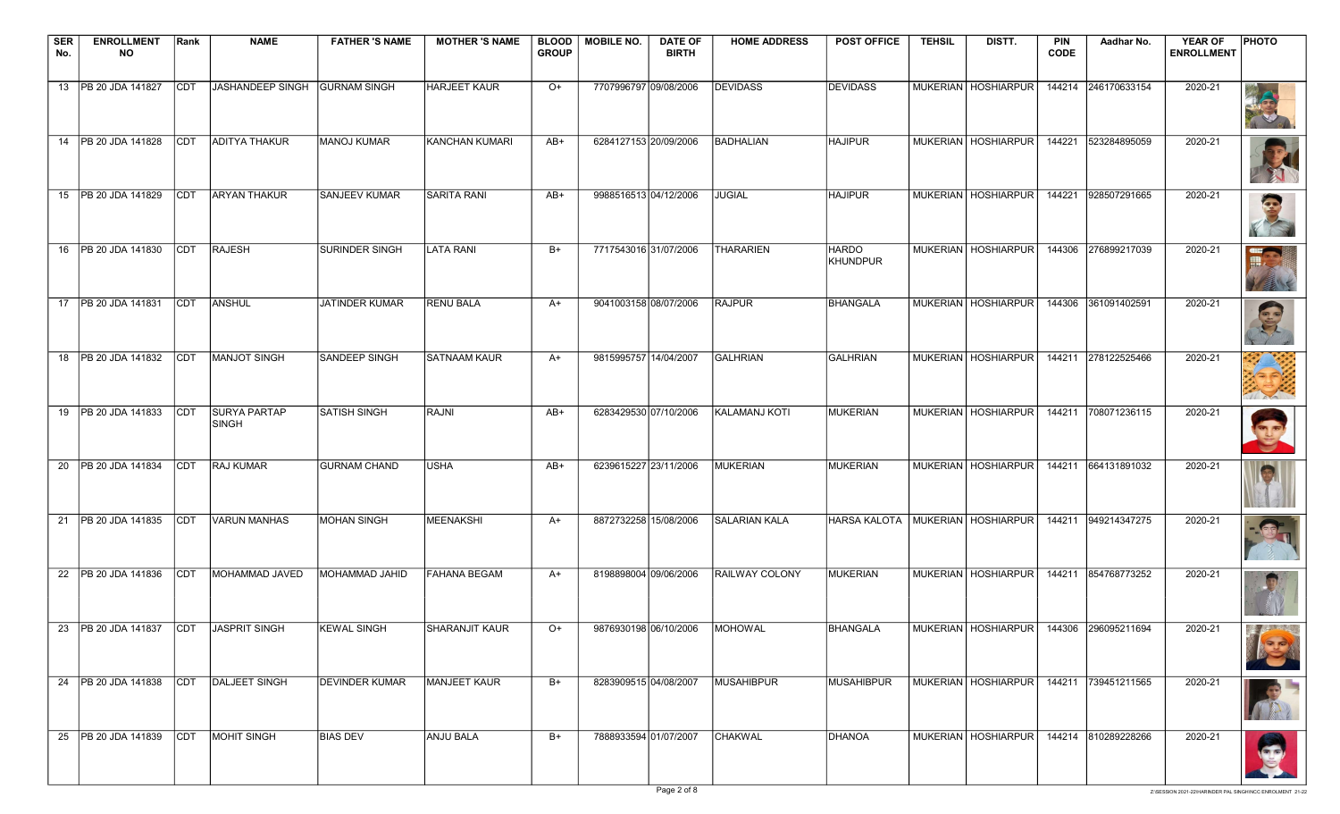| SER No. | ENROLLMENT NO | Rank | NAME | FATHER 'S NAME | MOTHER 'S NAME | BLOOD GROUP | MOBILE NO. | DATE OF BIRTH | HOME ADDRESS | POST OFFICE | TEHSIL | DISTT. | PIN CODE | Aadhar No. | YEAR OF ENROLLMENT | PHOTO |
|---|---|---|---|---|---|---|---|---|---|---|---|---|---|---|---|---|
| 13 | PB 20 JDA 141827 | CDT | JASHANDEEP SINGH | GURNAM SINGH | HARJEET KAUR | O+ | 7707996797 | 09/08/2006 | DEVIDASS | DEVIDASS | MUKERIAN | HOSHIARPUR | 144214 | 246170633154 | 2020-21 | |
| 14 | PB 20 JDA 141828 | CDT | ADITYA THAKUR | MANOJ KUMAR | KANCHAN KUMARI | AB+ | 6284127153 | 20/09/2006 | BADHALIAN | HAJIPUR | MUKERIAN | HOSHIARPUR | 144221 | 523284895059 | 2020-21 | |
| 15 | PB 20 JDA 141829 | CDT | ARYAN THAKUR | SANJEEV KUMAR | SARITA RANI | AB+ | 9988516513 | 04/12/2006 | JUGIAL | HAJIPUR | MUKERIAN | HOSHIARPUR | 144221 | 928507291665 | 2020-21 | |
| 16 | PB 20 JDA 141830 | CDT | RAJESH | SURINDER SINGH | LATA RANI | B+ | 7717543016 | 31/07/2006 | THARARIEN | HARDO KHUNDPUR | MUKERIAN | HOSHIARPUR | 144306 | 276899217039 | 2020-21 | |
| 17 | PB 20 JDA 141831 | CDT | ANSHUL | JATINDER KUMAR | RENU BALA | A+ | 9041003158 | 08/07/2006 | RAJPUR | BHANGALA | MUKERIAN | HOSHIARPUR | 144306 | 361091402591 | 2020-21 | |
| 18 | PB 20 JDA 141832 | CDT | MANJOT SINGH | SANDEEP SINGH | SATNAAM KAUR | A+ | 9815995757 | 14/04/2007 | GALHRIAN | GALHRIAN | MUKERIAN | HOSHIARPUR | 144211 | 278122525466 | 2020-21 | |
| 19 | PB 20 JDA 141833 | CDT | SURYA PARTAP SINGH | SATISH SINGH | RAJNI | AB+ | 6283429530 | 07/10/2006 | KALAMANJ KOTI | MUKERIAN | MUKERIAN | HOSHIARPUR | 144211 | 708071236115 | 2020-21 | |
| 20 | PB 20 JDA 141834 | CDT | RAJ KUMAR | GURNAM CHAND | USHA | AB+ | 6239615227 | 23/11/2006 | MUKERIAN | MUKERIAN | MUKERIAN | HOSHIARPUR | 144211 | 664131891032 | 2020-21 | |
| 21 | PB 20 JDA 141835 | CDT | VARUN MANHAS | MOHAN SINGH | MEENAKSHI | A+ | 8872732258 | 15/08/2006 | SALARIAN KALA | HARSA KALOTA | MUKERIAN | HOSHIARPUR | 144211 | 949214347275 | 2020-21 | |
| 22 | PB 20 JDA 141836 | CDT | MOHAMMAD JAVED | MOHAMMAD JAHID | FAHANA BEGAM | A+ | 8198898004 | 09/06/2006 | RAILWAY COLONY | MUKERIAN | MUKERIAN | HOSHIARPUR | 144211 | 854768773252 | 2020-21 | |
| 23 | PB 20 JDA 141837 | CDT | JASPRIT SINGH | KEWAL SINGH | SHARANJIT KAUR | O+ | 9876930198 | 06/10/2006 | MOHOWAL | BHANGALA | MUKERIAN | HOSHIARPUR | 144306 | 296095211694 | 2020-21 | |
| 24 | PB 20 JDA 141838 | CDT | DALJEET SINGH | DEVINDER KUMAR | MANJEET KAUR | B+ | 8283909515 | 04/08/2007 | MUSAHIBPUR | MUSAHIBPUR | MUKERIAN | HOSHIARPUR | 144211 | 739451211565 | 2020-21 | |
| 25 | PB 20 JDA 141839 | CDT | MOHIT SINGH | BIAS DEV | ANJU BALA | B+ | 7888933594 | 01/07/2007 | CHAKWAL | DHANOA | MUKERIAN | HOSHIARPUR | 144214 | 810289228266 | 2020-21 | |

Z:\SESSION 2021-22\HARINDER PAL SINGH\NCC ENROLMENT 21-22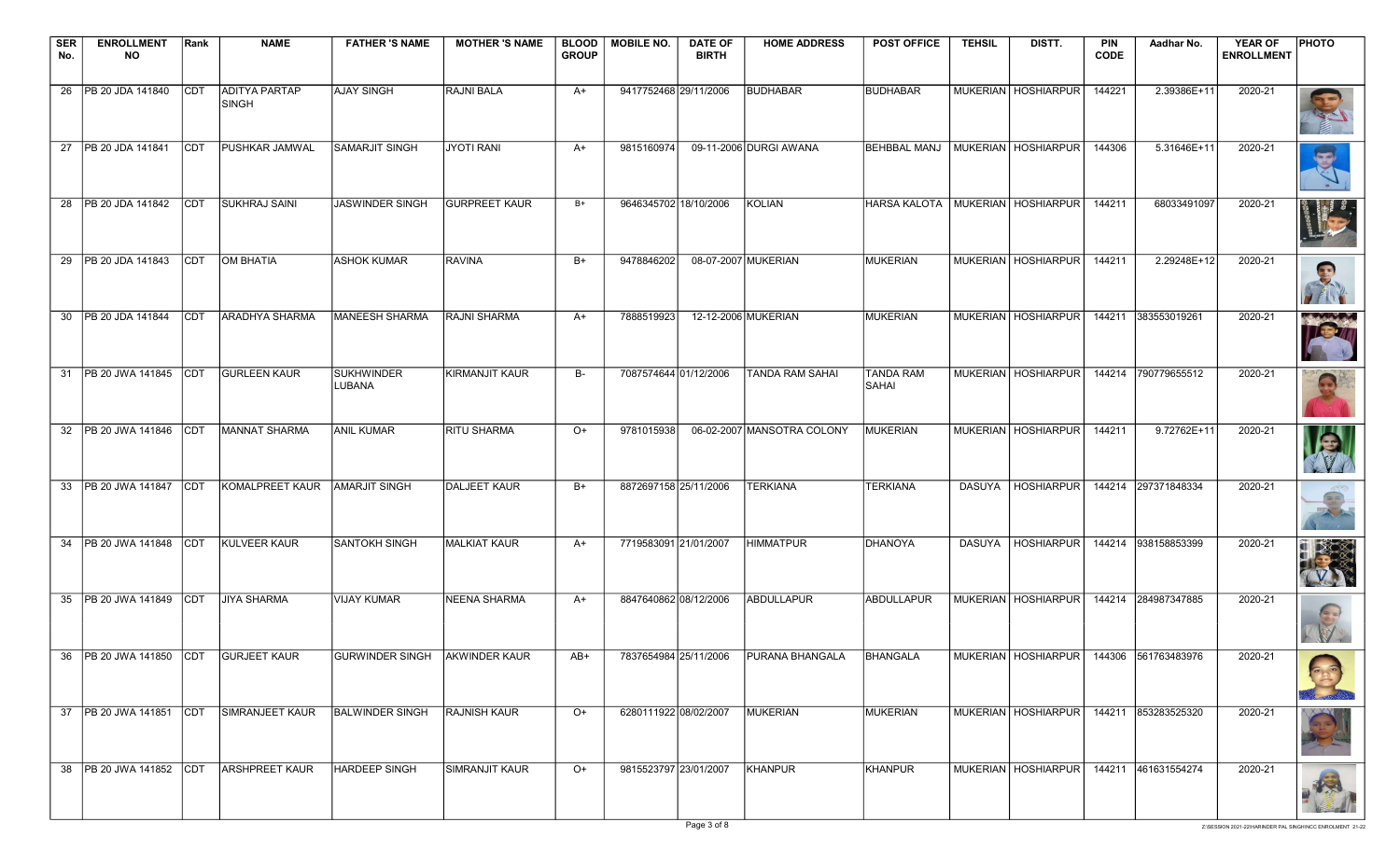| SER No. | ENROLLMENT NO | Rank | NAME | FATHER 'S NAME | MOTHER 'S NAME | BLOOD GROUP | MOBILE NO. | DATE OF BIRTH | HOME ADDRESS | POST OFFICE | TEHSIL | DISTT. | PIN CODE | Aadhar No. | YEAR OF ENROLLMENT | PHOTO |
|---|---|---|---|---|---|---|---|---|---|---|---|---|---|---|---|---|
| 26 | PB 20 JDA 141840 | CDT | ADITYA PARTAP SINGH | AJAY SINGH | RAJNI BALA | A+ | 9417752468 | 29/11/2006 | BUDHABAR | BUDHABAR | MUKERIAN | HOSHIARPUR | 144221 | 2.39386E+11 | 2020-21 | |
| 27 | PB 20 JDA 141841 | CDT | PUSHKAR JAMWAL | SAMARJIT SINGH | JYOTI RANI | A+ | 9815160974 | 09-11-2006 | DURGI AWANA | BEHBBAL MANJ | MUKERIAN | HOSHIARPUR | 144306 | 5.31646E+11 | 2020-21 | |
| 28 | PB 20 JDA 141842 | CDT | SUKHRAJ SAINI | JASWINDER SINGH | GURPREET KAUR | B+ | 9646345702 | 18/10/2006 | KOLIAN | HARSA KALOTA | MUKERIAN | HOSHIARPUR | 144211 | 68033491097 | 2020-21 | |
| 29 | PB 20 JDA 141843 | CDT | OM BHATIA | ASHOK KUMAR | RAVINA | B+ | 9478846202 | 08-07-2007 | MUKERIAN | MUKERIAN | MUKERIAN | HOSHIARPUR | 144211 | 2.29248E+12 | 2020-21 | |
| 30 | PB 20 JDA 141844 | CDT | ARADHYA SHARMA | MANEESH SHARMA | RAJNI SHARMA | A+ | 7888519923 | 12-12-2006 | MUKERIAN | MUKERIAN | MUKERIAN | HOSHIARPUR | 144211 | 383553019261 | 2020-21 | |
| 31 | PB 20 JWA 141845 | CDT | GURLEEN KAUR | SUKHWINDER LUBANA | KIRMANJIT KAUR | B- | 7087574644 | 01/12/2006 | TANDA RAM SAHAI | TANDA RAM SAHAI | MUKERIAN | HOSHIARPUR | 144214 | 790779655512 | 2020-21 | |
| 32 | PB 20 JWA 141846 | CDT | MANNAT SHARMA | ANIL KUMAR | RITU SHARMA | O+ | 9781015938 | 06-02-2007 | MANSOTRA COLONY | MUKERIAN | MUKERIAN | HOSHIARPUR | 144211 | 9.72762E+11 | 2020-21 | |
| 33 | PB 20 JWA 141847 | CDT | KOMALPREET KAUR | AMARJIT SINGH | DALJEET KAUR | B+ | 8872697158 | 25/11/2006 | TERKIANA | TERKIANA | DASUYA | HOSHIARPUR | 144214 | 297371848334 | 2020-21 | |
| 34 | PB 20 JWA 141848 | CDT | KULVEER KAUR | SANTOKH SINGH | MALKIAT KAUR | A+ | 7719583091 | 21/01/2007 | HIMMATPUR | DHANOYA | DASUYA | HOSHIARPUR | 144214 | 938158853399 | 2020-21 | |
| 35 | PB 20 JWA 141849 | CDT | JIYA SHARMA | VIJAY KUMAR | NEENA SHARMA | A+ | 8847640862 | 08/12/2006 | ABDULLAPUR | ABDULLAPUR | MUKERIAN | HOSHIARPUR | 144214 | 284987347885 | 2020-21 | |
| 36 | PB 20 JWA 141850 | CDT | GURJEET KAUR | GURWINDER SINGH | AKWINDER KAUR | AB+ | 7837654984 | 25/11/2006 | PURANA BHANGALA | BHANGALA | MUKERIAN | HOSHIARPUR | 144306 | 561763483976 | 2020-21 | |
| 37 | PB 20 JWA 141851 | CDT | SIMRANJEET KAUR | BALWINDER SINGH | RAJNISH KAUR | O+ | 6280111922 | 08/02/2007 | MUKERIAN | MUKERIAN | MUKERIAN | HOSHIARPUR | 144211 | 853283525320 | 2020-21 | |
| 38 | PB 20 JWA 141852 | CDT | ARSHPREET KAUR | HARDEEP SINGH | SIMRANJIT KAUR | O+ | 9815523797 | 23/01/2007 | KHANPUR | KHANPUR | MUKERIAN | HOSHIARPUR | 144211 | 461631554274 | 2020-21 | |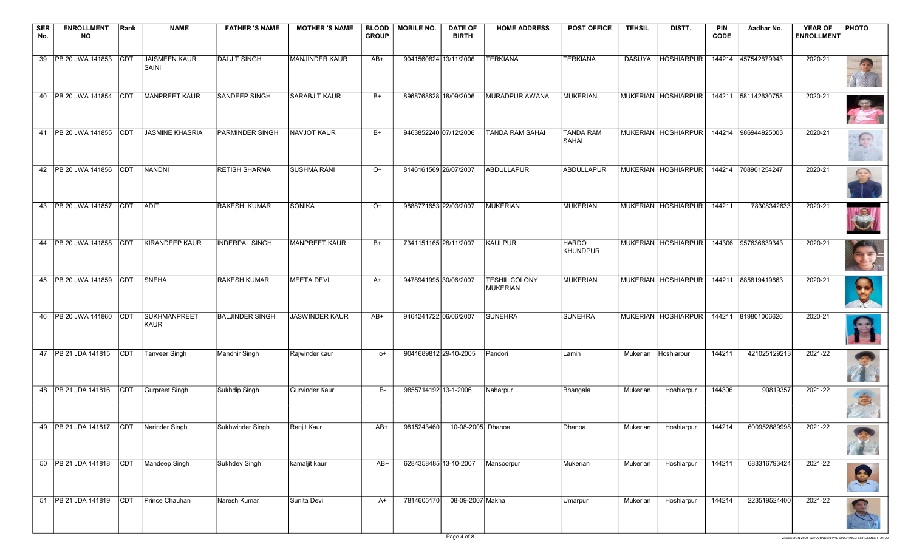| SER No. | ENROLLMENT NO | Rank | NAME | FATHER 'S NAME | MOTHER 'S NAME | BLOOD GROUP | MOBILE NO. | DATE OF BIRTH | HOME ADDRESS | POST OFFICE | TEHSIL | DISTT. | PIN CODE | Aadhar No. | YEAR OF ENROLLMENT | PHOTO |
|---|---|---|---|---|---|---|---|---|---|---|---|---|---|---|---|---|
| 39 | PB 20 JWA 141853 | CDT | JAISMEEN KAUR SAINI | DALJIT SINGH | MANJINDER KAUR | AB+ | 9041560824 | 13/11/2006 | TERKIANA | TERKIANA | DASUYA | HOSHIARPUR | 144214 | 457542679943 | 2020-21 | |
| 40 | PB 20 JWA 141854 | CDT | MANPREET KAUR | SANDEEP SINGH | SARABJIT KAUR | B+ | 8968768628 | 18/09/2006 | MURADPUR AWANA | MUKERIAN | MUKERIAN | HOSHIARPUR | 144211 | 581142630758 | 2020-21 | |
| 41 | PB 20 JWA 141855 | CDT | JASMINE KHASRIA | PARMINDER SINGH | NAVJOT KAUR | B+ | 9463852240 | 07/12/2006 | TANDA RAM SAHAI | TANDA RAM SAHAI | MUKERIAN | HOSHIARPUR | 144214 | 986944925003 | 2020-21 | |
| 42 | PB 20 JWA 141856 | CDT | NANDNI | RETISH SHARMA | SUSHMA RANI | O+ | 8146161569 | 26/07/2007 | ABDULLAPUR | ABDULLAPUR | MUKERIAN | HOSHIARPUR | 144214 | 708901254247 | 2020-21 | |
| 43 | PB 20 JWA 141857 | CDT | ADITI | RAKESH KUMAR | SONIKA | O+ | 9888771653 | 22/03/2007 | MUKERIAN | MUKERIAN | MUKERIAN | HOSHIARPUR | 144211 | 78308342633 | 2020-21 | |
| 44 | PB 20 JWA 141858 | CDT | KIRANDEEP KAUR | INDERPAL SINGH | MANPREET KAUR | B+ | 7341151165 | 28/11/2007 | KAULPUR | HARDO KHUNDPUR | MUKERIAN | HOSHIARPUR | 144306 | 957636639343 | 2020-21 | |
| 45 | PB 20 JWA 141859 | CDT | SNEHA | RAKESH KUMAR | MEETA DEVI | A+ | 9478941995 | 30/06/2007 | TESHIL COLONY MUKERIAN | MUKERIAN | MUKERIAN | HOSHIARPUR | 144211 | 885819419663 | 2020-21 | |
| 46 | PB 20 JWA 141860 | CDT | SUKHMANPREET KAUR | BALJINDER SINGH | JASWINDER KAUR | AB+ | 9464241722 | 06/06/2007 | SUNEHRA | SUNEHRA | MUKERIAN | HOSHIARPUR | 144211 | 819801006626 | 2020-21 | |
| 47 | PB 21 JDA 141815 | CDT | Tanveer Singh | Mandhir Singh | Rajwinder kaur | o+ | 9041689812 | 29-10-2005 | Pandori | Lamin | Mukerian | Hoshiarpur | 144211 | 421025129213 | 2021-22 | |
| 48 | PB 21 JDA 141816 | CDT | Gurpreet Singh | Sukhdip Singh | Gurvinder Kaur | B- | 9855714192 | 13-1-2006 | Naharpur | Bhangala | Mukerian | Hoshiarpur | 144306 | 90819357 | 2021-22 | |
| 49 | PB 21 JDA 141817 | CDT | Narinder Singh | Sukhwinder Singh | Ranjit Kaur | AB+ | 9815243460 | 10-08-2005 | Dhanoa | Dhanoa | Mukerian | Hoshiarpur | 144214 | 600952889998 | 2021-22 | |
| 50 | PB 21 JDA 141818 | CDT | Mandeep Singh | Sukhdev Singh | kamaljit kaur | AB+ | 6284358485 | 13-10-2007 | Mansoorpur | Mukerian | Mukerian | Hoshiarpur | 144211 | 683316793424 | 2021-22 | |
| 51 | PB 21 JDA 141819 | CDT | Prince Chauhan | Naresh Kumar | Sunita Devi | A+ | 7814605170 | 08-09-2007 | Makha | Umarpur | Mukerian | Hoshiarpur | 144214 | 223519524400 | 2021-22 | |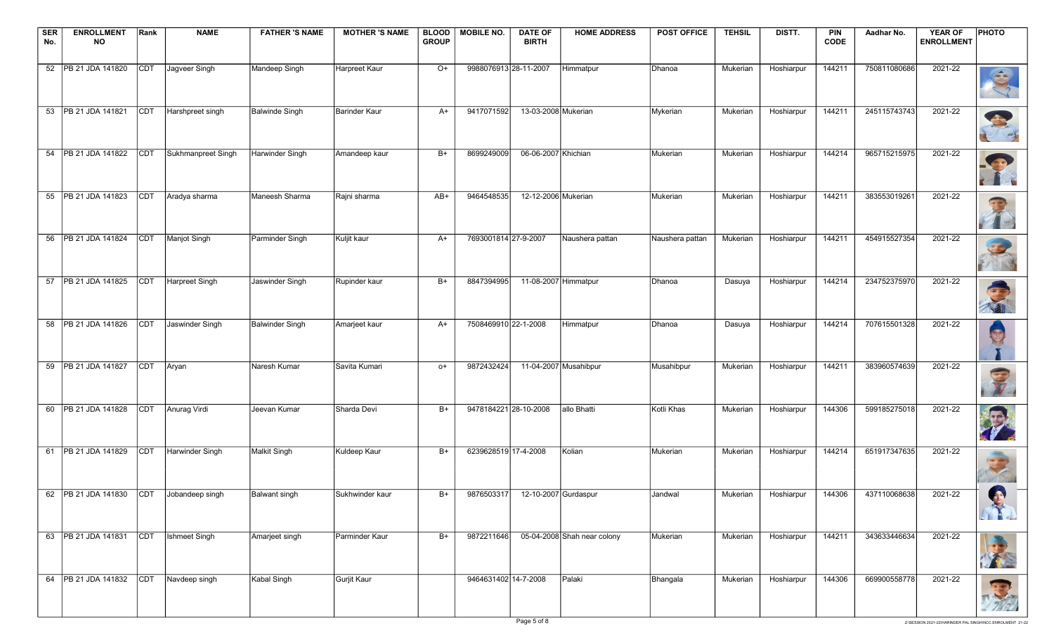| SER No. | ENROLLMENT NO | Rank | NAME | FATHER 'S NAME | MOTHER 'S NAME | BLOOD GROUP | MOBILE NO. | DATE OF BIRTH | HOME ADDRESS | POST OFFICE | TEHSIL | DISTT. | PIN CODE | Aadhar No. | YEAR OF ENROLLMENT | PHOTO |
|---|---|---|---|---|---|---|---|---|---|---|---|---|---|---|---|---|
| 52 | PB 21 JDA 141820 | CDT | Jagveer Singh | Mandeep Singh | Harpreet Kaur | O+ | 9988076913 | 28-11-2007 | Himmatpur | Dhanoa | Mukerian | Hoshiarpur | 144211 | 750811080686 | 2021-22 | |
| 53 | PB 21 JDA 141821 | CDT | Harshpreet singh | Balwinde Singh | Barinder Kaur | A+ | 9417071592 | 13-03-2008 | Mukerian | Mykerian | Mukerian | Hoshiarpur | 144211 | 245115743743 | 2021-22 | |
| 54 | PB 21 JDA 141822 | CDT | Sukhmanpreet Singh | Harwinder Singh | Amandeep kaur | B+ | 8699249009 | 06-06-2007 | Khichian | Mukerian | Mukerian | Hoshiarpur | 144214 | 965715215975 | 2021-22 | |
| 55 | PB 21 JDA 141823 | CDT | Aradya sharma | Maneesh Sharma | Rajni sharma | AB+ | 9464548535 | 12-12-2006 | Mukerian | Mukerian | Mukerian | Hoshiarpur | 144211 | 383553019261 | 2021-22 | |
| 56 | PB 21 JDA 141824 | CDT | Manjot Singh | Parminder Singh | Kuljit kaur | A+ | 7693001814 | 27-9-2007 | Naushera pattan | Naushera pattan | Mukerian | Hoshiarpur | 144211 | 454915527354 | 2021-22 | |
| 57 | PB 21 JDA 141825 | CDT | Harpreet Singh | Jaswinder Singh | Rupinder kaur | B+ | 8847394995 | 11-08-2007 | Himmatpur | Dhanoa | Dasuya | Hoshiarpur | 144214 | 234752375970 | 2021-22 | |
| 58 | PB 21 JDA 141826 | CDT | Jaswinder Singh | Balwinder Singh | Amarjeet kaur | A+ | 7508469910 | 22-1-2008 | Himmatpur | Dhanoa | Dasuya | Hoshiarpur | 144214 | 707615501328 | 2021-22 | |
| 59 | PB 21 JDA 141827 | CDT | Aryan | Naresh Kumar | Savita Kumari | o+ | 9872432424 | 11-04-2007 | Musahibpur | Musahibpur | Mukerian | Hoshiarpur | 144211 | 383960574639 | 2021-22 | |
| 60 | PB 21 JDA 141828 | CDT | Anurag Virdi | Jeevan Kumar | Sharda Devi | B+ | 9478184221 | 28-10-2008 | allo Bhatti | Kotli Khas | Mukerian | Hoshiarpur | 144306 | 599185275018 | 2021-22 | |
| 61 | PB 21 JDA 141829 | CDT | Harwinder Singh | Malkit Singh | Kuldeep Kaur | B+ | 6239628519 | 17-4-2008 | Kolian | Mukerian | Mukerian | Hoshiarpur | 144214 | 651917347635 | 2021-22 | |
| 62 | PB 21 JDA 141830 | CDT | Jobandeep singh | Balwant singh | Sukhwinder kaur | B+ | 9876503317 | 12-10-2007 | Gurdaspur | Jandwal | Mukerian | Hoshiarpur | 144306 | 437110068638 | 2021-22 | |
| 63 | PB 21 JDA 141831 | CDT | Ishmeet Singh | Amarjeet singh | Parminder Kaur | B+ | 9872211646 | 05-04-2008 | Shah near colony | Mukerian | Mukerian | Hoshiarpur | 144211 | 343633446634 | 2021-22 | |
| 64 | PB 21 JDA 141832 | CDT | Navdeep singh | Kabal Singh | Gurjit Kaur | | 9464631402 | 14-7-2008 | Palaki | Bhangala | Mukerian | Hoshiarpur | 144306 | 669900558778 | 2021-22 | |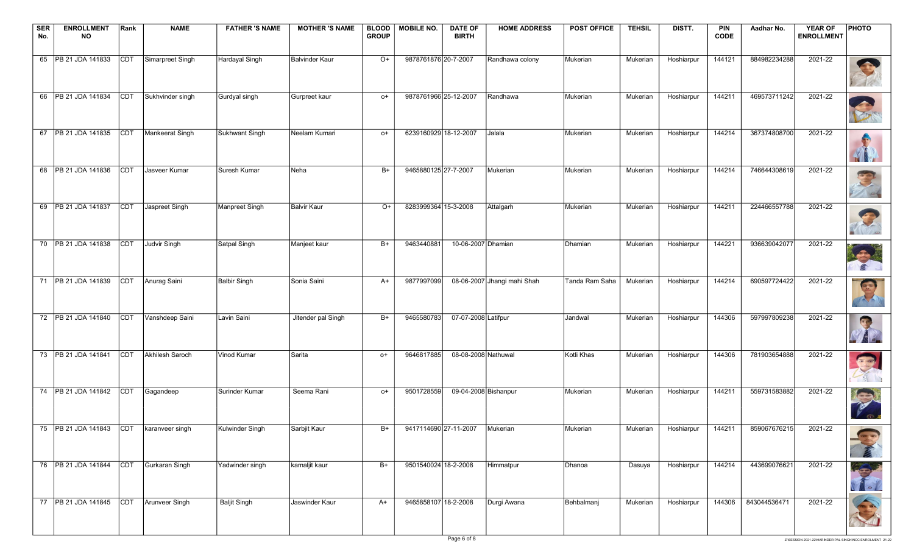| SER No. | ENROLLMENT NO | Rank | NAME | FATHER 'S NAME | MOTHER 'S NAME | BLOOD GROUP | MOBILE NO. | DATE OF BIRTH | HOME ADDRESS | POST OFFICE | TEHSIL | DISTT. | PIN CODE | Aadhar No. | YEAR OF ENROLLMENT | PHOTO |
|---|---|---|---|---|---|---|---|---|---|---|---|---|---|---|---|---|
| 65 | PB 21 JDA 141833 | CDT | Simarpreet Singh | Hardayal Singh | Balvinder Kaur | O+ | 9878761876 | 20-7-2007 | Randhawa colony | Mukerian | Mukerian | Hoshiarpur | 144121 | 884982234288 | 2021-22 | |
| 66 | PB 21 JDA 141834 | CDT | Sukhvinder singh | Gurdyal singh | Gurpreet kaur | o+ | 9878761966 | 25-12-2007 | Randhawa | Mukerian | Mukerian | Hoshiarpur | 144211 | 469573711242 | 2021-22 | |
| 67 | PB 21 JDA 141835 | CDT | Mankeerat Singh | Sukhwant Singh | Neelam Kumari | o+ | 6239160929 | 18-12-2007 | Jalala | Mukerian | Mukerian | Hoshiarpur | 144214 | 367374808700 | 2021-22 | |
| 68 | PB 21 JDA 141836 | CDT | Jasveer Kumar | Suresh Kumar | Neha | B+ | 9465880125 | 27-7-2007 | Mukerian | Mukerian | Mukerian | Hoshiarpur | 144214 | 746644308619 | 2021-22 | |
| 69 | PB 21 JDA 141837 | CDT | Jaspreet Singh | Manpreet Singh | Balvir Kaur | O+ | 8283999364 | 15-3-2008 | Attalgarh | Mukerian | Mukerian | Hoshiarpur | 144211 | 224466557788 | 2021-22 | |
| 70 | PB 21 JDA 141838 | CDT | Judvir Singh | Satpal Singh | Manjeet kaur | B+ | 9463440881 | 10-06-2007 | Dhamian | Dhamian | Mukerian | Hoshiarpur | 144221 | 936639042077 | 2021-22 | |
| 71 | PB 21 JDA 141839 | CDT | Anurag Saini | Balbir Singh | Sonia Saini | A+ | 9877997099 | 08-06-2007 | Jhangi mahi Shah | Tanda Ram Saha | Mukerian | Hoshiarpur | 144214 | 690597724422 | 2021-22 | |
| 72 | PB 21 JDA 141840 | CDT | Vanshdeep Saini | Lavin Saini | Jitender pal Singh | B+ | 9465580783 | 07-07-2008 | Latifpur | Jandwal | Mukerian | Hoshiarpur | 144306 | 597997809238 | 2021-22 | |
| 73 | PB 21 JDA 141841 | CDT | Akhilesh Saroch | Vinod Kumar | Sarita | o+ | 9646817885 | 08-08-2008 | Nathuwal | Kotli Khas | Mukerian | Hoshiarpur | 144306 | 781903654888 | 2021-22 | |
| 74 | PB 21 JDA 141842 | CDT | Gagandeep | Surinder Kumar | Seema Rani | o+ | 9501728559 | 09-04-2008 | Bishanpur | Mukerian | Mukerian | Hoshiarpur | 144211 | 559731583882 | 2021-22 | |
| 75 | PB 21 JDA 141843 | CDT | karanveer singh | Kulwinder Singh | Sarbjit Kaur | B+ | 9417114690 | 27-11-2007 | Mukerian | Mukerian | Mukerian | Hoshiarpur | 144211 | 859067676215 | 2021-22 | |
| 76 | PB 21 JDA 141844 | CDT | Gurkaran Singh | Yadwinder singh | kamaljit kaur | B+ | 9501540024 | 18-2-2008 | Himmatpur | Dhanoa | Dasuya | Hoshiarpur | 144214 | 443699076621 | 2021-22 | |
| 77 | PB 21 JDA 141845 | CDT | Arunveer Singh | Baljit Singh | Jaswinder Kaur | A+ | 9465858107 | 18-2-2008 | Durgi Awana | Behbalmanj | Mukerian | Hoshiarpur | 144306 | 843044536471 | 2021-22 | |

Z:\SESSION 2021-22\HARINDER PAL SINGH\NCC ENROLMENT 21-22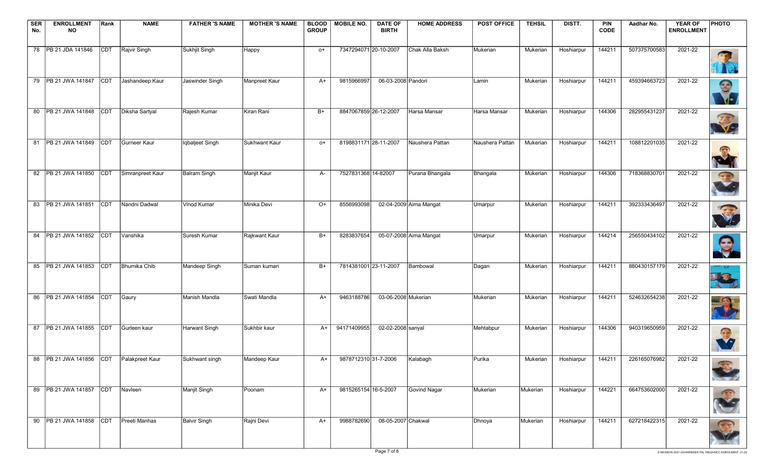| SER No. | ENROLLMENT NO | Rank | NAME | FATHER 'S NAME | MOTHER 'S NAME | BLOOD GROUP | MOBILE NO. | DATE OF BIRTH | HOME ADDRESS | POST OFFICE | TEHSIL | DISTT. | PIN CODE | Aadhar No. | YEAR OF ENROLLMENT | PHOTO |
|---|---|---|---|---|---|---|---|---|---|---|---|---|---|---|---|---|
| 78 | PB 21 JDA 141846 | CDT | Rajvir Singh | Sukhjit Singh | Happy | o+ | 7347294071 | 20-10-2007 | Chak Alla Baksh | Mukerian | Mukerian | Hoshiarpur | 144211 | 507375700583 | 2021-22 | |
| 79 | PB 21 JWA 141847 | CDT | Jashandeep Kaur | Jaswinder Singh | Manpreet Kaur | A+ | 9815966997 | 06-03-2008 | Pandori | Lamin | Mukerian | Hoshiarpur | 144211 | 459394663723 | 2021-22 | |
| 80 | PB 21 JWA 141848 | CDT | Diksha Sartyal | Rajesh Kumar | Kiran Rani | B+ | 8847067859 | 26-12-2007 | Harsa Mansar | Harsa Mansar | Mukerian | Hoshiarpur | 144306 | 282955431237 | 2021-22 | |
| 81 | PB 21 JWA 141849 | CDT | Gurneer Kaur | Iqbaljeet Singh | Sukhwant Kaur | o+ | 8198831171 | 28-11-2007 | Naushera Pattan | Naushera Pattan | Mukerian | Hoshiarpur | 144211 | 108812201035 | 2021-22 | |
| 82 | PB 21 JWA 141850 | CDT | Simranpreet Kaur | Balram Singh | Manjit Kaur | A- | 7527831368 | 14-82007 | Purana Bhangala | Bhangala | Mukerian | Hoshiarpur | 144306 | 718368830701 | 2021-22 | |
| 83 | PB 21 JWA 141851 | CDT | Nandni Dadwal | Vinod Kumar | Minika Devi | O+ | 8556993098 | 02-04-2009 | Aima Mangat | Umarpur | Mukerian | Hoshiarpur | 144211 | 392333436497 | 2021-22 | |
| 84 | PB 21 JWA 141852 | CDT | Vanshika | Suresh Kumar | Rajkwant Kaur | B+ | 8283837654 | 05-07-2008 | Aima Mangat | Umarpur | Mukerian | Hoshiarpur | 144214 | 256550434102 | 2021-22 | |
| 85 | PB 21 JWA 141853 | CDT | Bhumika Chib | Mandeep Singh | Suman kumari | B+ | 7814381001 | 23-11-2007 | Bambowal | Dagan | Mukerian | Hoshiarpur | 144211 | 880430157179 | 2021-22 | |
| 86 | PB 21 JWA 141854 | CDT | Gaury | Manish Mandla | Swati Mandla | A+ | 9463188786 | 03-06-2008 | Mukerian | Mukerian | Mukerian | Hoshiarpur | 144211 | 524632654238 | 2021-22 | |
| 87 | PB 21 JWA 141855 | CDT | Gurleen kaur | Harwant Singh | Sukhbir kaur | A+ | 94171409955 | 02-02-2008 | sanyal | Mehtabpur | Mukerian | Hoshiarpur | 144306 | 940319650959 | 2021-22 | |
| 88 | PB 21 JWA 141856 | CDT | Palakpreet Kaur | Sukhwant singh | Mandeep Kaur | A+ | 9878712310 | 31-7-2006 | Kalabagh | Purika | Mukerian | Hoshiarpur | 144211 | 226165076982 | 2021-22 | |
| 89 | PB 21 JWA 141857 | CDT | Navleen | Manjit Singh | Poonam | A+ | 9815265154 | 16-5-2007 | Govind Nagar | Mukerian | Mukerian | Hoshiarpur | 144221 | 664753602000 | 2021-22 | |
| 90 | PB 21 JWA 141858 | CDT | Preeti Manhas | Balvir Singh | Rajni Devi | A+ | 9988782690 | 08-05-2007 | Chakwal | Dhnoya | Mukerian | Hoshiarpur | 144211 | 627218422315 | 2021-22 | |

Z:\SESSION 2021-22\HARINDER PAL SINGH\NCC ENROLMENT 21-22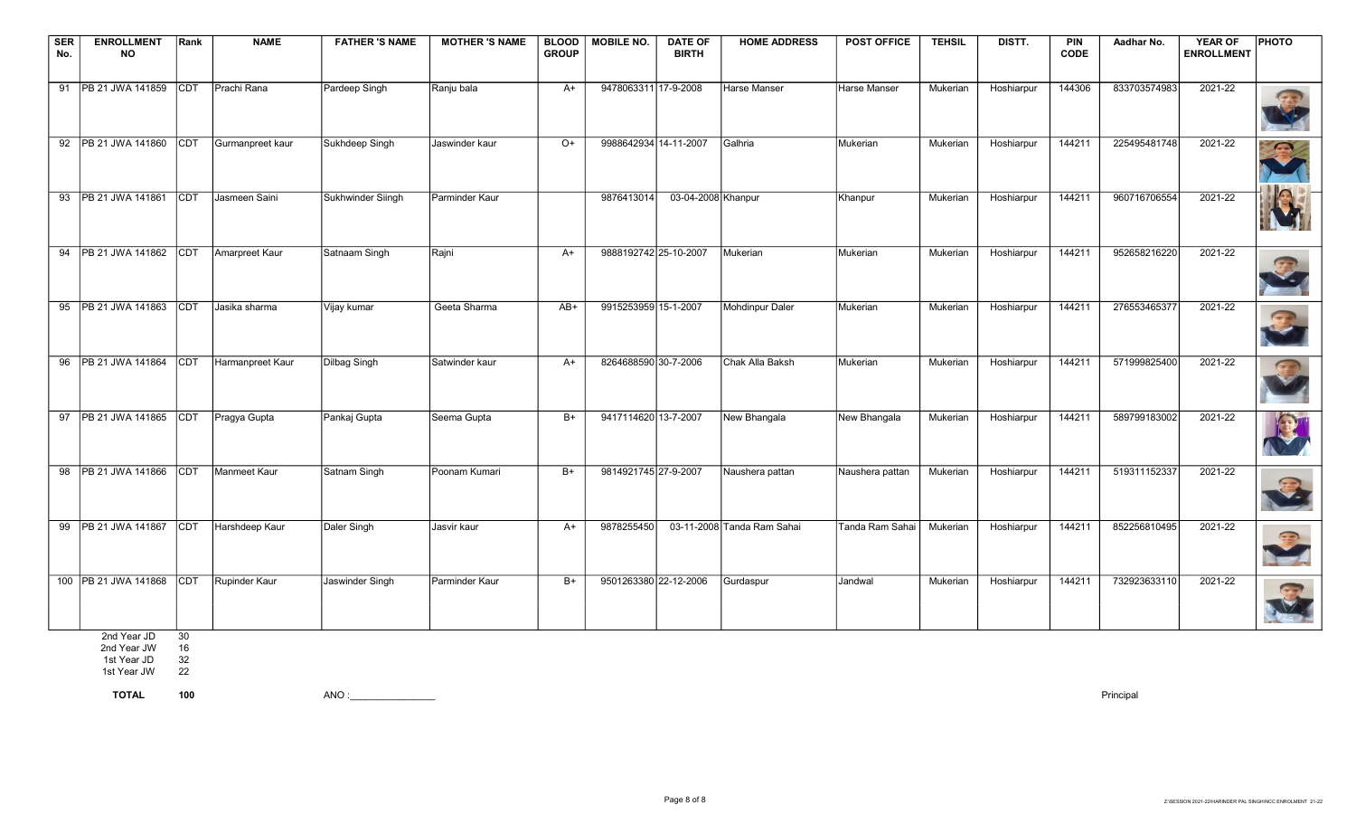| SER No. | ENROLLMENT NO | Rank | NAME | FATHER 'S NAME | MOTHER 'S NAME | BLOOD GROUP | MOBILE NO. | DATE OF BIRTH | HOME ADDRESS | POST OFFICE | TEHSIL | DISTT. | PIN CODE | Aadhar No. | YEAR OF ENROLLMENT | PHOTO |
|---|---|---|---|---|---|---|---|---|---|---|---|---|---|---|---|---|
| 91 | PB 21 JWA 141859 | CDT | Prachi Rana | Pardeep Singh | Ranju bala | A+ | 9478063311 | 17-9-2008 | Harse Manser | Harse Manser | Mukerian | Hoshiarpur | 144306 | 833703574983 | 2021-22 | |
| 92 | PB 21 JWA 141860 | CDT | Gurmanpreet kaur | Sukhdeep Singh | Jaswinder kaur | O+ | 9988642934 | 14-11-2007 | Galhria | Mukerian | Mukerian | Hoshiarpur | 144211 | 225495481748 | 2021-22 | |
| 93 | PB 21 JWA 141861 | CDT | Jasmeen Saini | Sukhwinder Siingh | Parminder Kaur | | 9876413014 | 03-04-2008 | Khanpur | Khanpur | Mukerian | Hoshiarpur | 144211 | 960716706554 | 2021-22 | |
| 94 | PB 21 JWA 141862 | CDT | Amarpreet Kaur | Satnaam Singh | Rajni | A+ | 9888192742 | 25-10-2007 | Mukerian | Mukerian | Mukerian | Hoshiarpur | 144211 | 952658216220 | 2021-22 | |
| 95 | PB 21 JWA 141863 | CDT | Jasika sharma | Vijay kumar | Geeta Sharma | AB+ | 9915253959 | 15-1-2007 | Mohdinpur Daler | Mukerian | Mukerian | Hoshiarpur | 144211 | 276553465377 | 2021-22 | |
| 96 | PB 21 JWA 141864 | CDT | Harmanpreet Kaur | Dilbag Singh | Satwinder kaur | A+ | 8264688590 | 30-7-2006 | Chak Alla Baksh | Mukerian | Mukerian | Hoshiarpur | 144211 | 571999825400 | 2021-22 | |
| 97 | PB 21 JWA 141865 | CDT | Pragya Gupta | Pankaj Gupta | Seema Gupta | B+ | 9417114620 | 13-7-2007 | New Bhangala | New Bhangala | Mukerian | Hoshiarpur | 144211 | 589799183002 | 2021-22 | |
| 98 | PB 21 JWA 141866 | CDT | Manmeet Kaur | Satnam Singh | Poonam Kumari | B+ | 9814921745 | 27-9-2007 | Naushera pattan | Naushera pattan | Mukerian | Hoshiarpur | 144211 | 519311152337 | 2021-22 | |
| 99 | PB 21 JWA 141867 | CDT | Harshdeep Kaur | Daler Singh | Jasvir kaur | A+ | 9878255450 | 03-11-2008 | Tanda Ram Sahai | Tanda Ram Sahai | Mukerian | Hoshiarpur | 144211 | 852256810495 | 2021-22 | |
| 100 | PB 21 JWA 141868 | CDT | Rupinder Kaur | Jaswinder Singh | Parminder Kaur | B+ | 9501263380 | 22-12-2006 | Gurdaspur | Jandwal | Mukerian | Hoshiarpur | 144211 | 732923633110 | 2021-22 | |

| | |
|---|---|
| 2nd Year JD | 30 |
| 2nd Year JW | 16 |
| 1st Year JD | 32 |
| 1st Year JW | 22 |
| **TOTAL** | **100** |

ANO :_______________

Principal

Z:\SESSION 2021-22\HARINDER PAL SINGH\NCC ENROLMENT 21-22